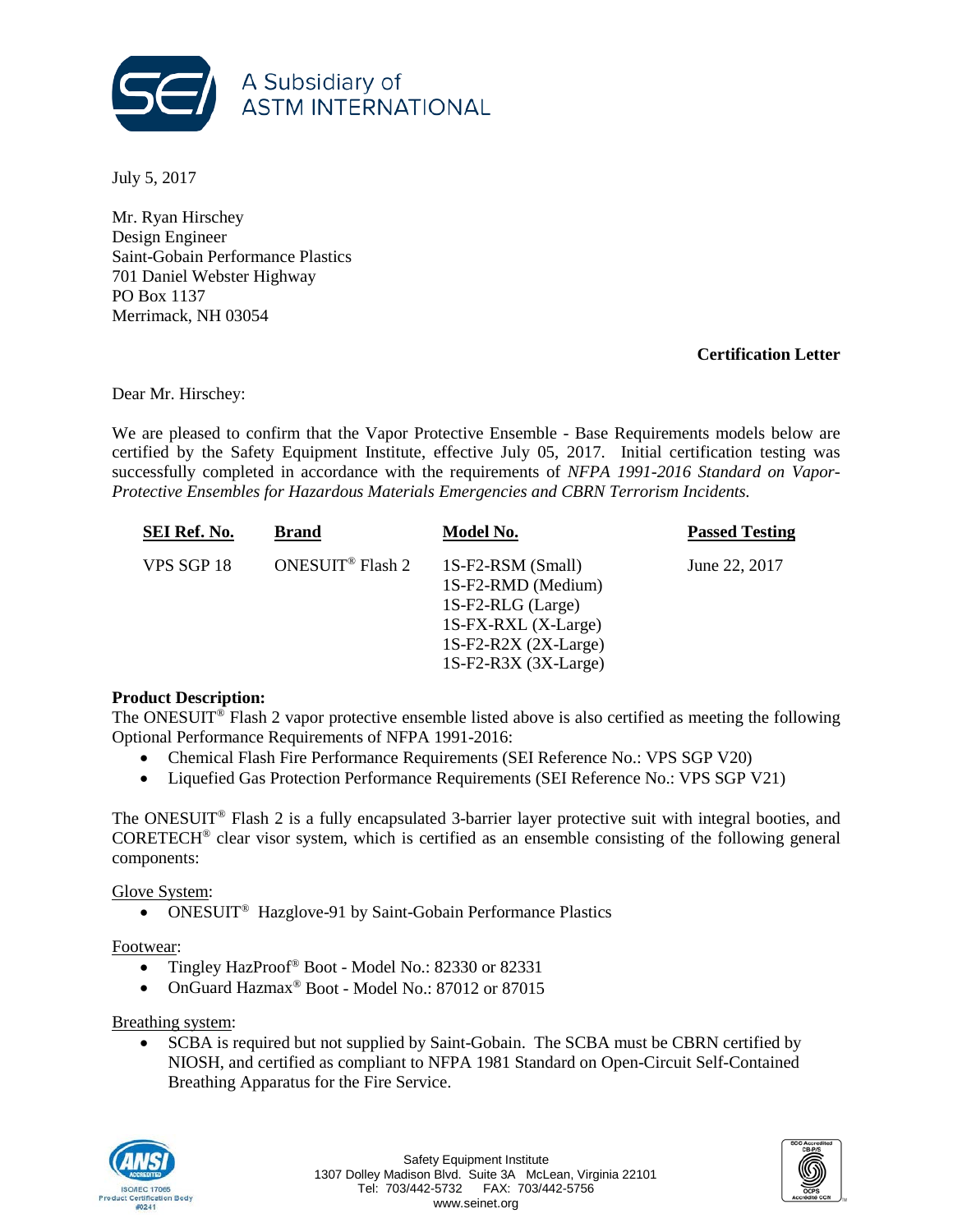A Subsidiary of
ASTM INTERNATIONAL

July 5, 2017

Mr. Ryan Hirschey
Design Engineer
Saint-Gobain Performance Plastics
701 Daniel Webster Highway
PO Box 1137
Merrimack, NH 03054

**Certification Letter**

Dear Mr. Hirschey:

We are pleased to confirm that the Vapor Protective Ensemble - Base Requirements models below are certified by the Safety Equipment Institute, effective July 05, 2017. Initial certification testing was successfully completed in accordance with the requirements of *NFPA 1991-2016 Standard on Vapor-Protective Ensembles for Hazardous Materials Emergencies and CBRN Terrorism Incidents.*

| SEI Ref. No. | Brand | Model No. | Passed Testing |
|---|---|---|---|
| VPS SGP 18 | ONESUIT® Flash 2 | 1S-F2-RSM (Small)<br>1S-F2-RMD (Medium)<br>1S-F2-RLG (Large)<br>1S-FX-RXL (X-Large)<br>1S-F2-R2X (2X-Large)<br>1S-F2-R3X (3X-Large) | June 22, 2017 |

**Product Description:**
The ONESUIT® Flash 2 vapor protective ensemble listed above is also certified as meeting the following Optional Performance Requirements of NFPA 1991-2016:

- Chemical Flash Fire Performance Requirements (SEI Reference No.: VPS SGP V20)
- Liquefied Gas Protection Performance Requirements (SEI Reference No.: VPS SGP V21)

The ONESUIT® Flash 2 is a fully encapsulated 3-barrier layer protective suit with integral booties, and CORETECH® clear visor system, which is certified as an ensemble consisting of the following general components:

Glove System:

- ONESUIT® Hazglove-91 by Saint-Gobain Performance Plastics

Footwear:

- Tingley HazProof® Boot - Model No.: 82330 or 82331
- OnGuard Hazmax® Boot - Model No.: 87012 or 87015

Breathing system:

- SCBA is required but not supplied by Saint-Gobain. The SCBA must be CBRN certified by NIOSH, and certified as compliant to NFPA 1981 Standard on Open-Circuit Self-Contained Breathing Apparatus for the Fire Service.

Safety Equipment Institute
1307 Dolley Madison Blvd. Suite 3A McLean, Virginia 22101
Tel: 703/442-5732 FAX: 703/442-5756
www.seinet.org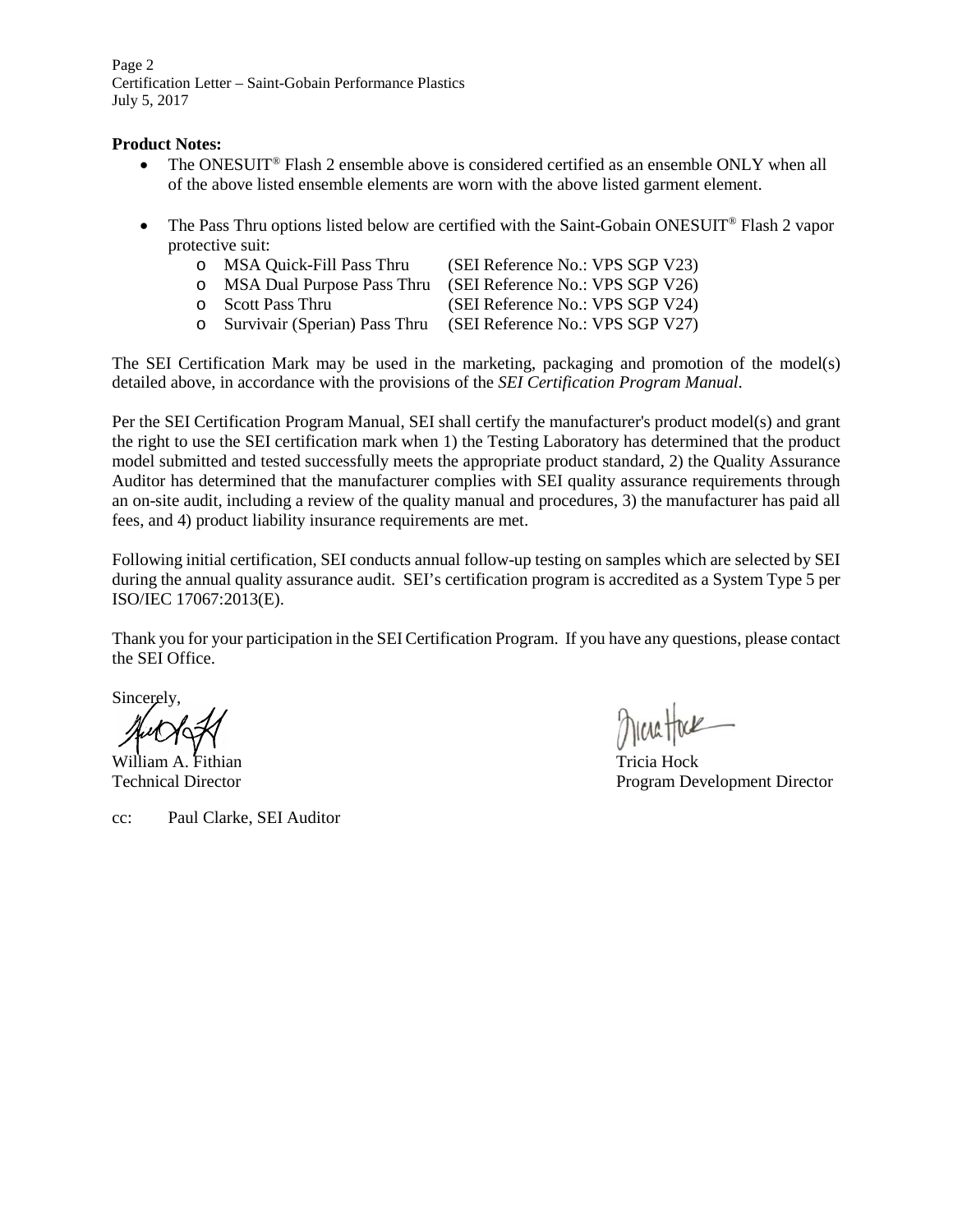**Product Notes:**

- The ONESUIT® Flash 2 ensemble above is considered certified as an ensemble ONLY when all of the above listed ensemble elements are worn with the above listed garment element.
- The Pass Thru options listed below are certified with the Saint-Gobain ONESUIT® Flash 2 vapor protective suit:
  - MSA Quick-Fill Pass Thru (SEI Reference No.: VPS SGP V23)
  - MSA Dual Purpose Pass Thru (SEI Reference No.: VPS SGP V26)
  - Scott Pass Thru (SEI Reference No.: VPS SGP V24)
  - Survivair (Sperian) Pass Thru (SEI Reference No.: VPS SGP V27)

The SEI Certification Mark may be used in the marketing, packaging and promotion of the model(s) detailed above, in accordance with the provisions of the *SEI Certification Program Manual*.

Per the SEI Certification Program Manual, SEI shall certify the manufacturer's product model(s) and grant the right to use the SEI certification mark when 1) the Testing Laboratory has determined that the product model submitted and tested successfully meets the appropriate product standard, 2) the Quality Assurance Auditor has determined that the manufacturer complies with SEI quality assurance requirements through an on-site audit, including a review of the quality manual and procedures, 3) the manufacturer has paid all fees, and 4) product liability insurance requirements are met.

Following initial certification, SEI conducts annual follow-up testing on samples which are selected by SEI during the annual quality assurance audit. SEI's certification program is accredited as a System Type 5 per ISO/IEC 17067:2013(E).

Thank you for your participation in the SEI Certification Program. If you have any questions, please contact the SEI Office.

Sincerely,

William A. Fithian
Technical Director

Tricia Hock
Program Development Director

cc: Paul Clarke, SEI Auditor